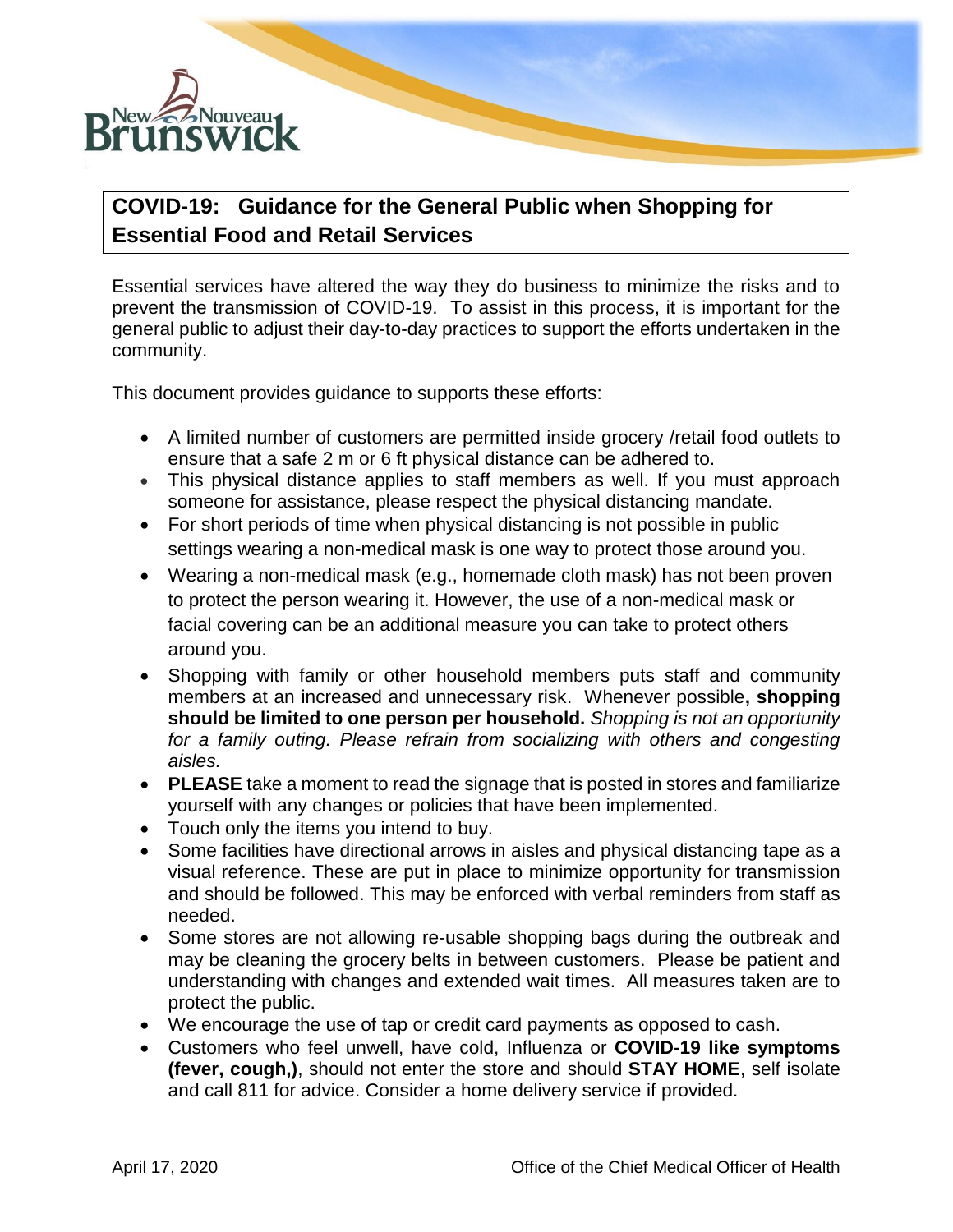## COVID-19: Guidance for the General Public when Shopping for Essential Food and Retail Services

Essential services have altered the way they do business to minimize the risks and to prevent the transmission of COVID-19. To assist in this process, it is important for the general public to adjust their day-to-day practices to support the efforts undertaken in the community.

This document provides guidance to supports these efforts:

- A limited number of customers are permitted inside grocery /retail food outlets to ensure that a safe 2 m or 6 ft physical distance can be adhered to.
- This physical distance applies to staff members as well. If you must approach someone for assistance, please respect the physical distancing mandate.
- For short periods of time when physical distancing is not possible in public settings wearing a non-medical mask is one way to protect those around you.
- Wearing a non-medical mask (e.g., homemade cloth mask) has not been proven to protect the person wearing it. However, the use of a non-medical mask or facial covering can be an additional measure you can take to protect others around you.
- Shopping with family or other household members puts staff and community members at an increased and unnecessary risk. Whenever possible**, shopping should be limited to one person per household.** *Shopping is not an opportunity for a family outing. Please refrain from socializing with others and congesting aisles.*
- **PLEASE** take a moment to read the signage that is posted in stores and familiarize yourself with any changes or policies that have been implemented.
- Touch only the items you intend to buy.
- Some facilities have directional arrows in aisles and physical distancing tape as a visual reference. These are put in place to minimize opportunity for transmission and should be followed. This may be enforced with verbal reminders from staff as needed.
- Some stores are not allowing re-usable shopping bags during the outbreak and may be cleaning the grocery belts in between customers. Please be patient and understanding with changes and extended wait times. All measures taken are to protect the public.
- We encourage the use of tap or credit card payments as opposed to cash.
- Customers who feel unwell, have cold, Influenza or **COVID-19 like symptoms (fever, cough,)**, should not enter the store and should **STAY HOME**, self isolate and call 811 for advice. Consider a home delivery service if provided.

April 17, 2020 Office of the Chief Medical Officer of Health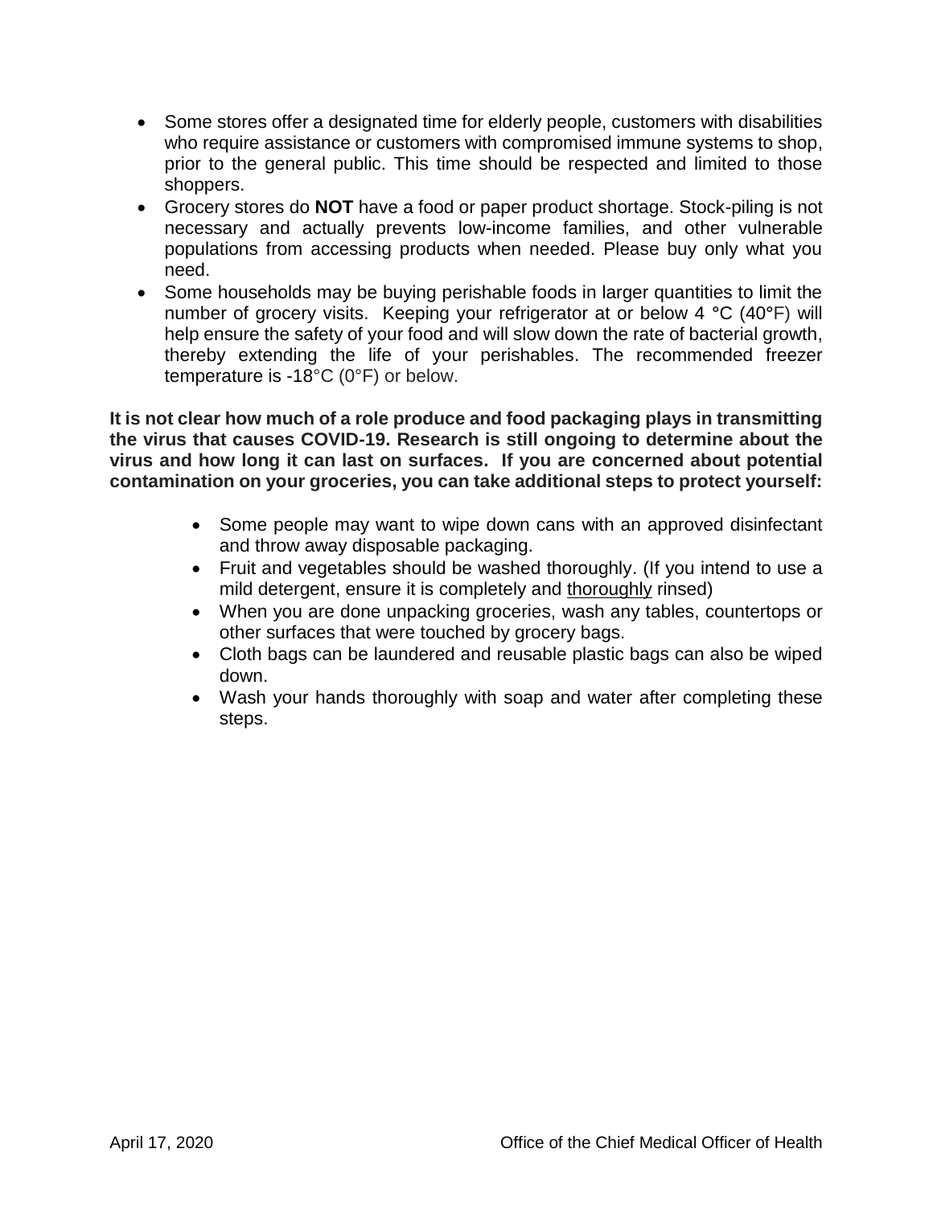- Some stores offer a designated time for elderly people, customers with disabilities who require assistance or customers with compromised immune systems to shop, prior to the general public. This time should be respected and limited to those shoppers.
- Grocery stores do **NOT** have a food or paper product shortage. Stock-piling is not necessary and actually prevents low-income families, and other vulnerable populations from accessing products when needed. Please buy only what you need.
- Some households may be buying perishable foods in larger quantities to limit the number of grocery visits. Keeping your refrigerator at or below 4 °C (40°F) will help ensure the safety of your food and will slow down the rate of bacterial growth, thereby extending the life of your perishables. The recommended freezer temperature is -18°C (0°F) or below.

**It is not clear how much of a role produce and food packaging plays in transmitting the virus that causes COVID-19. Research is still ongoing to determine about the virus and how long it can last on surfaces. If you are concerned about potential contamination on your groceries, you can take additional steps to protect yourself:**

- Some people may want to wipe down cans with an approved disinfectant and throw away disposable packaging.
- Fruit and vegetables should be washed thoroughly. (If you intend to use a mild detergent, ensure it is completely and <u>thoroughly</u> rinsed)
- When you are done unpacking groceries, wash any tables, countertops or other surfaces that were touched by grocery bags.
- Cloth bags can be laundered and reusable plastic bags can also be wiped down.
- Wash your hands thoroughly with soap and water after completing these steps.

April 17, 2020 Office of the Chief Medical Officer of Health